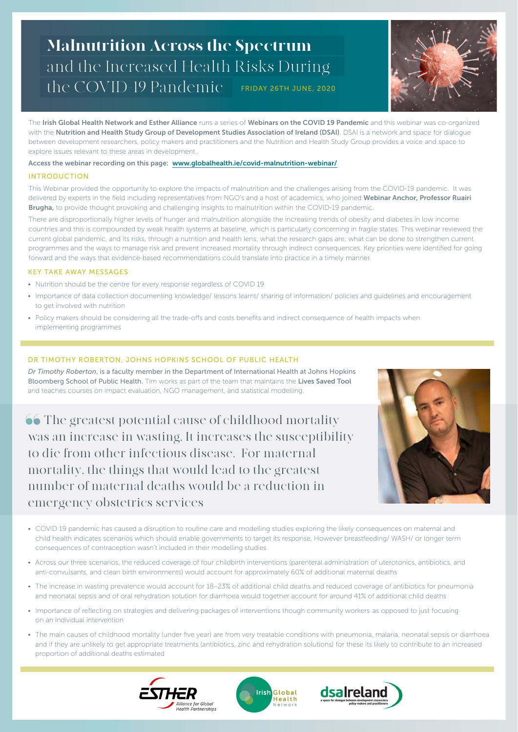# Malnutrition Across the Spectrum and the Increased Health Risks During the COVID 19 Pandemic

FRIDAY 26TH JUNE, 2020

The **Irish Global Health Network and Esther Alliance** runs a series of **Webinars on the COVID 19 Pandemic** and this webinar was co-organized with the **Nutrition and Health Study Group of Development Studies Association of Ireland (DSAI)**. DSAI is a network and space for dialogue between development researchers, policy makers and practitioners and the Nutrition and Health Study Group provides a voice and space to explore issues relevant to these areas in development.

**Access the webinar recording on this page: www.globalhealth.ie/covid-malnutrition-webinar/**

## INTRODUCTION

This Webinar provided the opportunity to explore the impacts of malnutrition and the challenges arising from the COVID-19 pandemic. It was delivered by experts in the field including representatives from NGO's and a host of academics, who joined **Webinar Anchor, Professor Ruairi Brugha,** to provide thought provoking and challenging insights to malnutrition within the COVID-19 pandemic.

There are disproportionally higher levels of hunger and malnutrition alongside the increasing trends of obesity and diabetes in low income countries and this is compounded by weak health systems at baseline, which is particularly concerning in fragile states. This webinar reviewed the current global pandemic, and its risks, through a nutrition and health lens; what the research gaps are; what can be done to strengthen current programmes and the ways to manage risk and prevent increased mortality through indirect consequences. Key priorities were identified for going forward and the ways that evidence-based recommendations could translate into practice in a timely manner.

## KEY TAKE AWAY MESSAGES

- Nutrition should be the centre for every response regardless of COVID 19
- Importance of data collection documenting knowledge/ lessons learnt/ sharing of information/ policies and guidelines and encouragement to get involved with nutrition
- Policy makers should be considering all the trade-offs and costs benefits and indirect consequence of health impacts when implementing programmes

## DR TIMOTHY ROBERTON, JOHNS HOPKINS SCHOOL OF PUBLIC HEALTH

*Dr Timothy Roberton*, is a faculty member in the **Department of International Health at Johns Hopkins Bloomberg School of Public Health.** Tim works as part of the team that maintains the **Lives Saved Tool** and teaches courses on impact evaluation, NGO management, and statistical modelling.

> "The greatest potential cause of childhood mortality was an increase in wasting. It increases the susceptibility to die from other infectious disease. For maternal mortality, the things that would lead to the greatest number of maternal deaths would be a reduction in emergency obstetrics services

- COVID 19 pandemic has caused a disruption to routine care and modelling studies exploring the likely consequences on maternal and child health indicates scenarios which should enable governments to target its response. However breastfeeding/ WASH/ or longer term consequences of contraception wasn't included in their modelling studies
- Across our three scenarios, the reduced coverage of four childbirth interventions (parenteral administration of uterotonics, antibiotics, and anti-convulsants, and clean birth environments) would account for approximately 60% of additional maternal deaths
- The increase in wasting prevalence would account for 18–23% of additional child deaths and reduced coverage of antibiotics for pneumonia and neonatal sepsis and of oral rehydration solution for diarrhoea would together account for around 41% of additional child deaths
- Importance of reflecting on strategies and delivering packages of interventions though community workers as opposed to just focusing on an individual intervention
- The main causes of childhood mortality (under five year) are from very treatable conditions with pneumonia, malaria, neonatal sepsis or diarrhoea and if they are unlikely to get appropriate treatments (antibiotics, zinc and rehydration solutions) for these its likely to contribute to an increased proportion of additional deaths estimated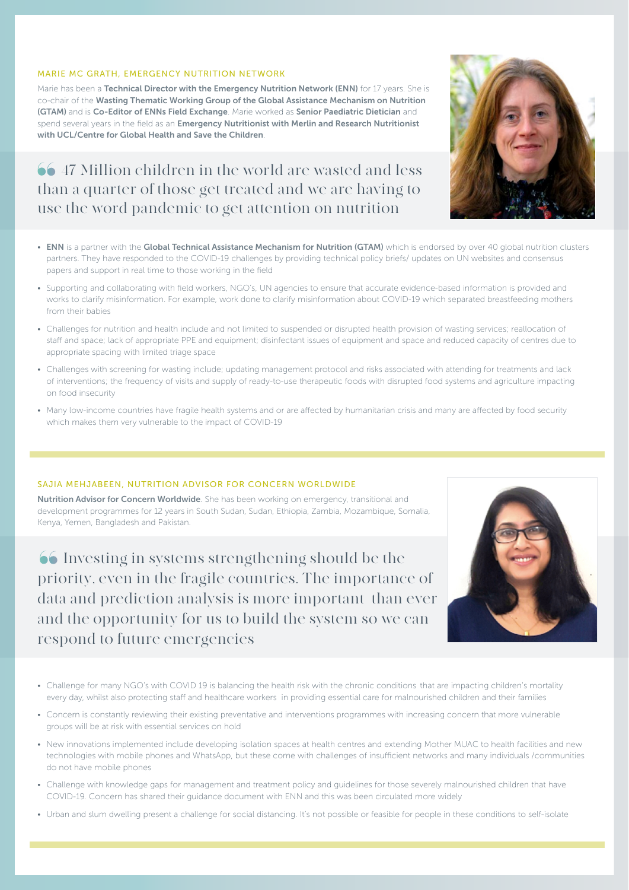## MARIE MC GRATH, EMERGENCY NUTRITION NETWORK

Marie has been a **Technical Director with the Emergency Nutrition Network (ENN)** for 17 years. She is co-chair of the **Wasting Thematic Working Group of the Global Assistance Mechanism on Nutrition (GTAM)** and is **Co-Editor of ENNs Field Exchange**. Marie worked as **Senior Paediatric Dietician** and spend several years in the field as an **Emergency Nutritionist with Merlin and Research Nutritionist with UCL/Centre for Global Health and Save the Children**.

> 47 Million children in the world are wasted and less than a quarter of those get treated and we are having to use the word pandemic to get attention on nutrition

- **ENN** is a partner with the **Global Technical Assistance Mechanism for Nutrition (GTAM)** which is endorsed by over 40 global nutrition clusters partners. They have responded to the COVID-19 challenges by providing technical policy briefs/ updates on UN websites and consensus papers and support in real time to those working in the field
- Supporting and collaborating with field workers, NGO's, UN agencies to ensure that accurate evidence-based information is provided and works to clarify misinformation. For example, work done to clarify misinformation about COVID-19 which separated breastfeeding mothers from their babies
- Challenges for nutrition and health include and not limited to suspended or disrupted health provision of wasting services; reallocation of staff and space; lack of appropriate PPE and equipment; disinfectant issues of equipment and space and reduced capacity of centres due to appropriate spacing with limited triage space
- Challenges with screening for wasting include; updating management protocol and risks associated with attending for treatments and lack of interventions; the frequency of visits and supply of ready-to-use therapeutic foods with disrupted food systems and agriculture impacting on food insecurity
- Many low-income countries have fragile health systems and or are affected by humanitarian crisis and many are affected by food security which makes them very vulnerable to the impact of COVID-19

## SAJIA MEHJABEEN, NUTRITION ADVISOR FOR CONCERN WORLDWIDE

**Nutrition Advisor for Concern Worldwide**. She has been working on emergency, transitional and development programmes for 12 years in South Sudan, Sudan, Ethiopia, Zambia, Mozambique, Somalia, Kenya, Yemen, Bangladesh and Pakistan.

> Investing in systems strengthening should be the priority, even in the fragile countries. The importance of data and prediction analysis is more important than ever and the opportunity for us to build the system so we can respond to future emergencies

- Challenge for many NGO's with COVID 19 is balancing the health risk with the chronic conditions that are impacting children's mortality every day, whilst also protecting staff and healthcare workers in providing essential care for malnourished children and their families
- Concern is constantly reviewing their existing preventative and interventions programmes with increasing concern that more vulnerable groups will be at risk with essential services on hold
- New innovations implemented include developing isolation spaces at health centres and extending Mother MUAC to health facilities and new technologies with mobile phones and WhatsApp, but these come with challenges of insufficient networks and many individuals /communities do not have mobile phones
- Challenge with knowledge gaps for management and treatment policy and guidelines for those severely malnourished children that have COVID-19. Concern has shared their guidance document with ENN and this was been circulated more widely
- Urban and slum dwelling present a challenge for social distancing. It's not possible or feasible for people in these conditions to self-isolate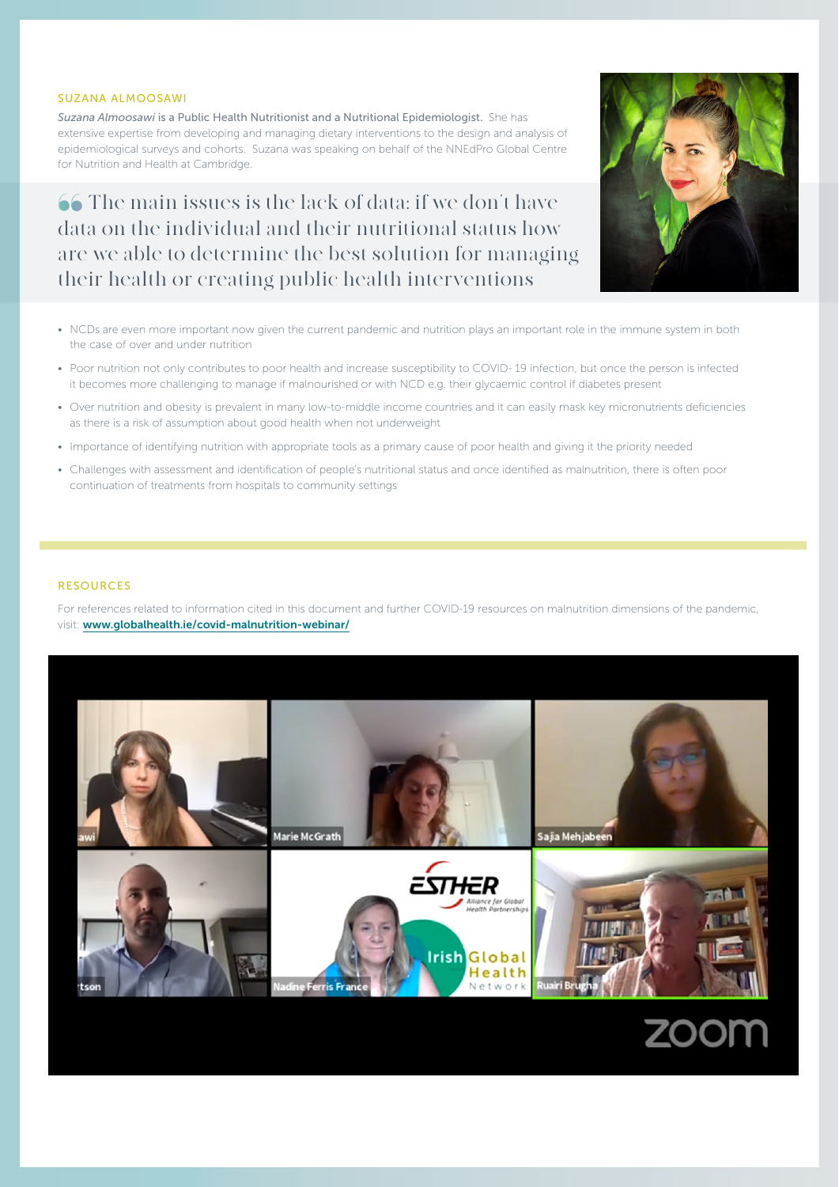### SUZANA ALMOOSAWI

*Suzana Almoosawi* is a Public Health Nutritionist and a Nutritional Epidemiologist. She has extensive expertise from developing and managing dietary interventions to the design and analysis of epidemiological surveys and cohorts. Suzana was speaking on behalf of the NNEdPro Global Centre for Nutrition and Health at Cambridge.

> The main issues is the lack of data: if we don't have data on the individual and their nutritional status how are we able to determine the best solution for managing their health or creating public health interventions

- NCDs are even more important now given the current pandemic and nutrition plays an important role in the immune system in both the case of over and under nutrition
- Poor nutrition not only contributes to poor health and increase susceptibility to COVID- 19 infection, but once the person is infected it becomes more challenging to manage if malnourished or with NCD e.g. their glycaemic control if diabetes present
- Over nutrition and obesity is prevalent in many low-to-middle income countries and it can easily mask key micronutrients deficiencies as there is a risk of assumption about good health when not underweight
- Importance of identifying nutrition with appropriate tools as a primary cause of poor health and giving it the priority needed
- Challenges with assessment and identification of people's nutritional status and once identified as malnutrition, there is often poor continuation of treatments from hospitals to community settings

### RESOURCES

For references related to information cited in this document and further COVID-19 resources on malnutrition dimensions of the pandemic, visit: **www.globalhealth.ie/covid-malnutrition-webinar/**